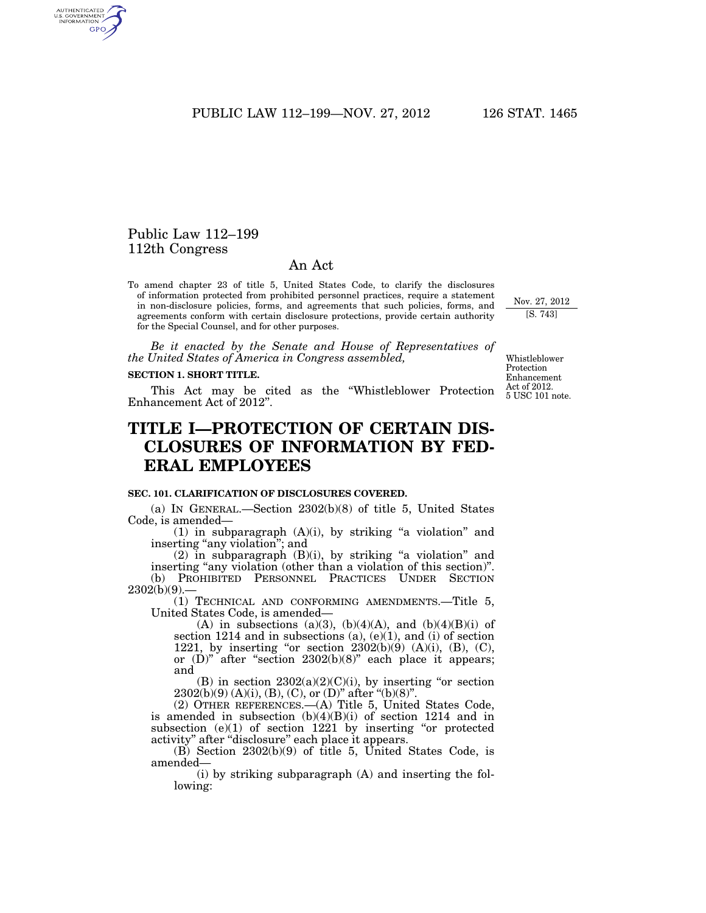# Public Law 112–199
# 112th Congress

## An Act

To amend chapter 23 of title 5, United States Code, to clarify the disclosures of information protected from prohibited personnel practices, require a statement in non-disclosure policies, forms, and agreements that such policies, forms, and agreements conform with certain disclosure protections, provide certain authority for the Special Counsel, and for other purposes.

Nov. 27, 2012
[S. 743]

*Be it enacted by the Senate and House of Representatives of the United States of America in Congress assembled,*

Whistleblower Protection Enhancement Act of 2012.
5 USC 101 note.

**SECTION 1. SHORT TITLE.**

This Act may be cited as the "Whistleblower Protection Enhancement Act of 2012".

# TITLE I—PROTECTION OF CERTAIN DISCLOSURES OF INFORMATION BY FEDERAL EMPLOYEES

**SEC. 101. CLARIFICATION OF DISCLOSURES COVERED.**

(a) IN GENERAL.—Section 2302(b)(8) of title 5, United States Code, is amended—

(1) in subparagraph (A)(i), by striking "a violation" and inserting "any violation"; and

(2) in subparagraph (B)(i), by striking "a violation" and inserting "any violation (other than a violation of this section)".

(b) PROHIBITED PERSONNEL PRACTICES UNDER SECTION 2302(b)(9).—

(1) TECHNICAL AND CONFORMING AMENDMENTS.—Title 5, United States Code, is amended—

(A) in subsections (a)(3), (b)(4)(A), and (b)(4)(B)(i) of section 1214 and in subsections (a), (e)(1), and (i) of section 1221, by inserting "or section 2302(b)(9) (A)(i), (B), (C), or (D)" after "section 2302(b)(8)" each place it appears; and

(B) in section 2302(a)(2)(C)(i), by inserting "or section 2302(b)(9) (A)(i), (B), (C), or (D)" after "(b)(8)".

(2) OTHER REFERENCES.—(A) Title 5, United States Code, is amended in subsection (b)(4)(B)(i) of section 1214 and in subsection (e)(1) of section 1221 by inserting "or protected activity" after "disclosure" each place it appears.

(B) Section 2302(b)(9) of title 5, United States Code, is amended—

(i) by striking subparagraph (A) and inserting the following: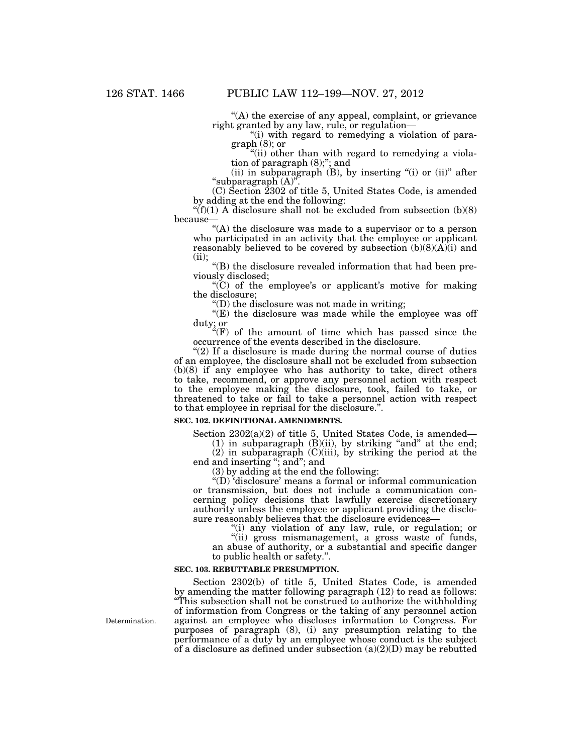"(A) the exercise of any appeal, complaint, or grievance right granted by any law, rule, or regulation—

"(i) with regard to remedying a violation of paragraph (8); or

"(ii) other than with regard to remedying a violation of paragraph (8);"; and

(ii) in subparagraph (B), by inserting "(i) or (ii)" after "subparagraph (A)".

(C) Section 2302 of title 5, United States Code, is amended by adding at the end the following:

"(f)(1) A disclosure shall not be excluded from subsection (b)(8) because—

"(A) the disclosure was made to a supervisor or to a person who participated in an activity that the employee or applicant reasonably believed to be covered by subsection (b)(8)(A)(i) and (ii);

"(B) the disclosure revealed information that had been previously disclosed;

"(C) of the employee's or applicant's motive for making the disclosure;

"(D) the disclosure was not made in writing;

"(E) the disclosure was made while the employee was off duty; or

"(F) of the amount of time which has passed since the occurrence of the events described in the disclosure.

"(2) If a disclosure is made during the normal course of duties of an employee, the disclosure shall not be excluded from subsection (b)(8) if any employee who has authority to take, direct others to take, recommend, or approve any personnel action with respect to the employee making the disclosure, took, failed to take, or threatened to take or fail to take a personnel action with respect to that employee in reprisal for the disclosure.".

**SEC. 102. DEFINITIONAL AMENDMENTS.**

Section 2302(a)(2) of title 5, United States Code, is amended—

(1) in subparagraph (B)(ii), by striking "and" at the end;

(2) in subparagraph (C)(iii), by striking the period at the end and inserting "; and"; and

(3) by adding at the end the following:

"(D) 'disclosure' means a formal or informal communication or transmission, but does not include a communication concerning policy decisions that lawfully exercise discretionary authority unless the employee or applicant providing the disclosure reasonably believes that the disclosure evidences—

"(i) any violation of any law, rule, or regulation; or

"(ii) gross mismanagement, a gross waste of funds, an abuse of authority, or a substantial and specific danger to public health or safety.".

**SEC. 103. REBUTTABLE PRESUMPTION.**

Determination.

Section 2302(b) of title 5, United States Code, is amended by amending the matter following paragraph (12) to read as follows: "This subsection shall not be construed to authorize the withholding of information from Congress or the taking of any personnel action against an employee who discloses information to Congress. For purposes of paragraph (8), (i) any presumption relating to the performance of a duty by an employee whose conduct is the subject of a disclosure as defined under subsection (a)(2)(D) may be rebutted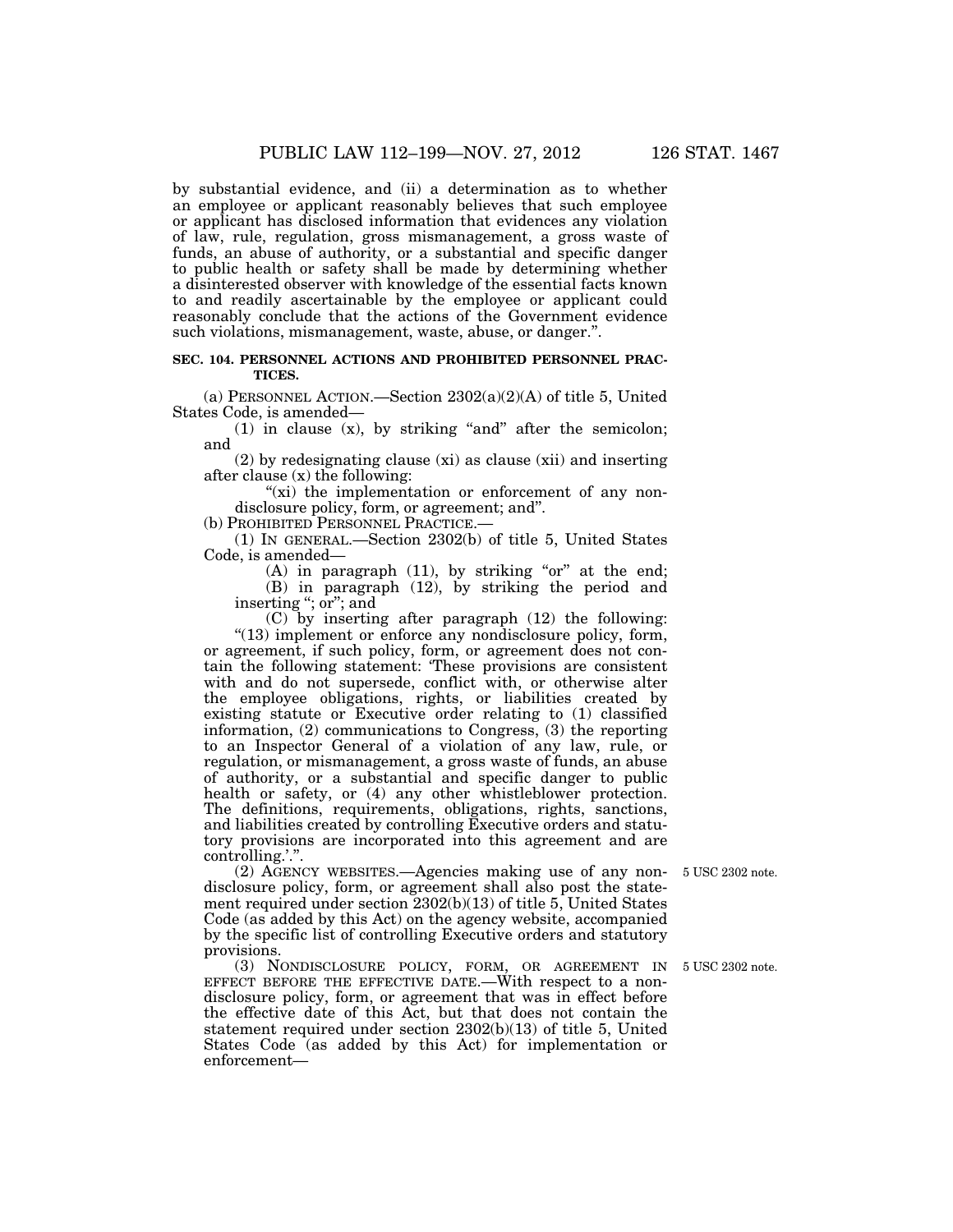by substantial evidence, and (ii) a determination as to whether an employee or applicant reasonably believes that such employee or applicant has disclosed information that evidences any violation of law, rule, regulation, gross mismanagement, a gross waste of funds, an abuse of authority, or a substantial and specific danger to public health or safety shall be made by determining whether a disinterested observer with knowledge of the essential facts known to and readily ascertainable by the employee or applicant could reasonably conclude that the actions of the Government evidence such violations, mismanagement, waste, abuse, or danger.".

**SEC. 104. PERSONNEL ACTIONS AND PROHIBITED PERSONNEL PRACTICES.**

(a) PERSONNEL ACTION.—Section 2302(a)(2)(A) of title 5, United States Code, is amended—

(1) in clause (x), by striking "and" after the semicolon; and

(2) by redesignating clause (xi) as clause (xii) and inserting after clause (x) the following:

"(xi) the implementation or enforcement of any nondisclosure policy, form, or agreement; and".

(b) PROHIBITED PERSONNEL PRACTICE.—

(1) IN GENERAL.—Section 2302(b) of title 5, United States Code, is amended—

(A) in paragraph (11), by striking "or" at the end;

(B) in paragraph (12), by striking the period and inserting "; or"; and

(C) by inserting after paragraph (12) the following:

"(13) implement or enforce any nondisclosure policy, form, or agreement, if such policy, form, or agreement does not contain the following statement: 'These provisions are consistent with and do not supersede, conflict with, or otherwise alter the employee obligations, rights, or liabilities created by existing statute or Executive order relating to (1) classified information, (2) communications to Congress, (3) the reporting to an Inspector General of a violation of any law, rule, or regulation, or mismanagement, a gross waste of funds, an abuse of authority, or a substantial and specific danger to public health or safety, or (4) any other whistleblower protection. The definitions, requirements, obligations, rights, sanctions, and liabilities created by controlling Executive orders and statutory provisions are incorporated into this agreement and are controlling.'.".

5 USC 2302 note.

(2) AGENCY WEBSITES.—Agencies making use of any nondisclosure policy, form, or agreement shall also post the statement required under section 2302(b)(13) of title 5, United States Code (as added by this Act) on the agency website, accompanied by the specific list of controlling Executive orders and statutory provisions.

5 USC 2302 note.

(3) NONDISCLOSURE POLICY, FORM, OR AGREEMENT IN EFFECT BEFORE THE EFFECTIVE DATE.—With respect to a nondisclosure policy, form, or agreement that was in effect before the effective date of this Act, but that does not contain the statement required under section 2302(b)(13) of title 5, United States Code (as added by this Act) for implementation or enforcement—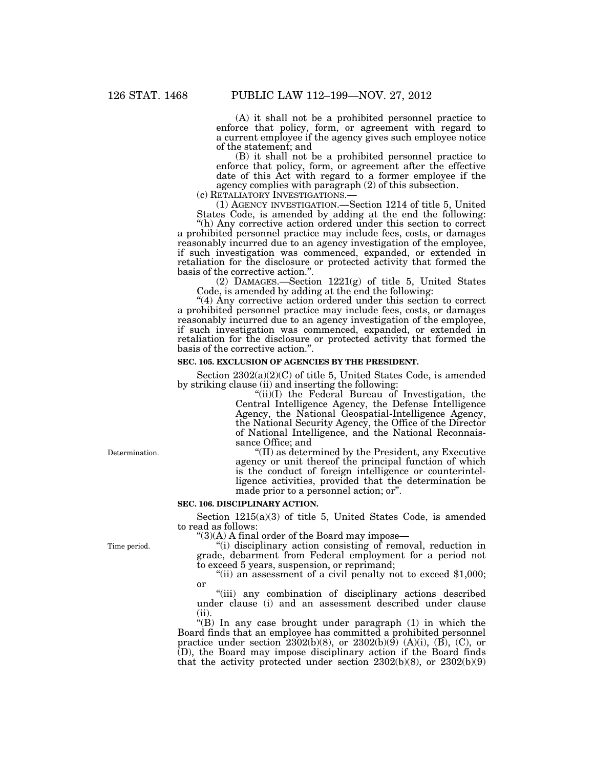(A) it shall not be a prohibited personnel practice to enforce that policy, form, or agreement with regard to a current employee if the agency gives such employee notice of the statement; and

(B) it shall not be a prohibited personnel practice to enforce that policy, form, or agreement after the effective date of this Act with regard to a former employee if the agency complies with paragraph (2) of this subsection.

(c) RETALIATORY INVESTIGATIONS.—

(1) AGENCY INVESTIGATION.—Section 1214 of title 5, United States Code, is amended by adding at the end the following:

"(h) Any corrective action ordered under this section to correct a prohibited personnel practice may include fees, costs, or damages reasonably incurred due to an agency investigation of the employee, if such investigation was commenced, expanded, or extended in retaliation for the disclosure or protected activity that formed the basis of the corrective action.".

(2) DAMAGES.—Section 1221(g) of title 5, United States Code, is amended by adding at the end the following:

"(4) Any corrective action ordered under this section to correct a prohibited personnel practice may include fees, costs, or damages reasonably incurred due to an agency investigation of the employee, if such investigation was commenced, expanded, or extended in retaliation for the disclosure or protected activity that formed the basis of the corrective action.".

**SEC. 105. EXCLUSION OF AGENCIES BY THE PRESIDENT.**

Section 2302(a)(2)(C) of title 5, United States Code, is amended by striking clause (ii) and inserting the following:

"(ii)(I) the Federal Bureau of Investigation, the Central Intelligence Agency, the Defense Intelligence Agency, the National Geospatial-Intelligence Agency, the National Security Agency, the Office of the Director of National Intelligence, and the National Reconnaissance Office; and

Determination.

"(II) as determined by the President, any Executive agency or unit thereof the principal function of which is the conduct of foreign intelligence or counterintelligence activities, provided that the determination be made prior to a personnel action; or".

**SEC. 106. DISCIPLINARY ACTION.**

Section 1215(a)(3) of title 5, United States Code, is amended to read as follows:

"(3)(A) A final order of the Board may impose—

Time period.

"(i) disciplinary action consisting of removal, reduction in grade, debarment from Federal employment for a period not to exceed 5 years, suspension, or reprimand;

"(ii) an assessment of a civil penalty not to exceed $1,000; or

"(iii) any combination of disciplinary actions described under clause (i) and an assessment described under clause (ii).

"(B) In any case brought under paragraph (1) in which the Board finds that an employee has committed a prohibited personnel practice under section 2302(b)(8), or 2302(b)(9) (A)(i), (B), (C), or (D), the Board may impose disciplinary action if the Board finds that the activity protected under section 2302(b)(8), or 2302(b)(9)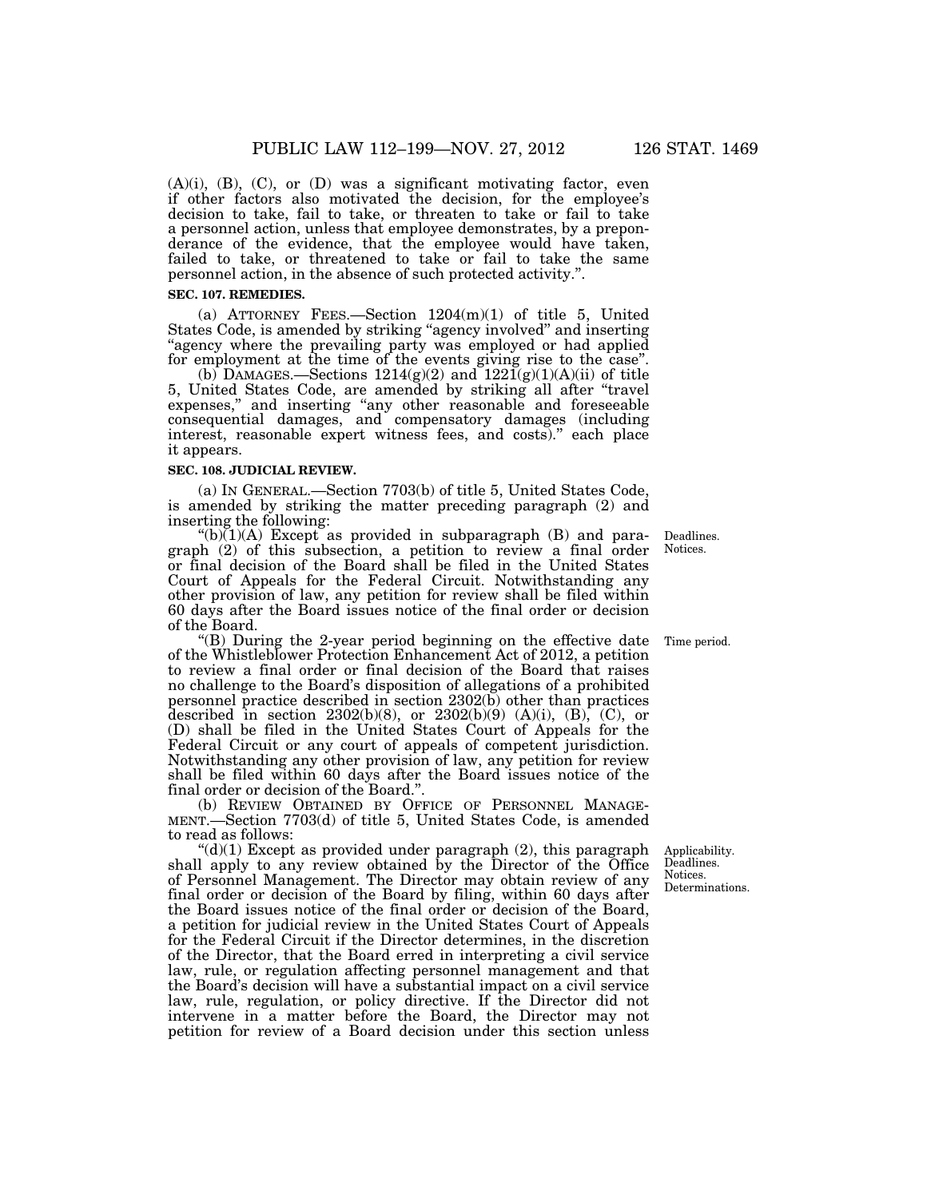(A)(i), (B), (C), or (D) was a significant motivating factor, even if other factors also motivated the decision, for the employee's decision to take, fail to take, or threaten to take or fail to take a personnel action, unless that employee demonstrates, by a preponderance of the evidence, that the employee would have taken, failed to take, or threatened to take or fail to take the same personnel action, in the absence of such protected activity.".

**SEC. 107. REMEDIES.**

(a) ATTORNEY FEES.—Section 1204(m)(1) of title 5, United States Code, is amended by striking "agency involved" and inserting "agency where the prevailing party was employed or had applied for employment at the time of the events giving rise to the case".

(b) DAMAGES.—Sections 1214(g)(2) and 1221(g)(1)(A)(ii) of title 5, United States Code, are amended by striking all after "travel expenses," and inserting "any other reasonable and foreseeable consequential damages, and compensatory damages (including interest, reasonable expert witness fees, and costs)." each place it appears.

**SEC. 108. JUDICIAL REVIEW.**

(a) IN GENERAL.—Section 7703(b) of title 5, United States Code, is amended by striking the matter preceding paragraph (2) and inserting the following:

Deadlines. Notices.

"(b)(1)(A) Except as provided in subparagraph (B) and paragraph (2) of this subsection, a petition to review a final order or final decision of the Board shall be filed in the United States Court of Appeals for the Federal Circuit. Notwithstanding any other provision of law, any petition for review shall be filed within 60 days after the Board issues notice of the final order or decision of the Board.

Time period.

"(B) During the 2-year period beginning on the effective date of the Whistleblower Protection Enhancement Act of 2012, a petition to review a final order or final decision of the Board that raises no challenge to the Board's disposition of allegations of a prohibited personnel practice described in section 2302(b) other than practices described in section 2302(b)(8), or 2302(b)(9) (A)(i), (B), (C), or (D) shall be filed in the United States Court of Appeals for the Federal Circuit or any court of appeals of competent jurisdiction. Notwithstanding any other provision of law, any petition for review shall be filed within 60 days after the Board issues notice of the final order or decision of the Board.".

(b) REVIEW OBTAINED BY OFFICE OF PERSONNEL MANAGEMENT.—Section 7703(d) of title 5, United States Code, is amended to read as follows:

Applicability. Deadlines. Notices. Determinations.

"(d)(1) Except as provided under paragraph (2), this paragraph shall apply to any review obtained by the Director of the Office of Personnel Management. The Director may obtain review of any final order or decision of the Board by filing, within 60 days after the Board issues notice of the final order or decision of the Board, a petition for judicial review in the United States Court of Appeals for the Federal Circuit if the Director determines, in the discretion of the Director, that the Board erred in interpreting a civil service law, rule, or regulation affecting personnel management and that the Board's decision will have a substantial impact on a civil service law, rule, regulation, or policy directive. If the Director did not intervene in a matter before the Board, the Director may not petition for review of a Board decision under this section unless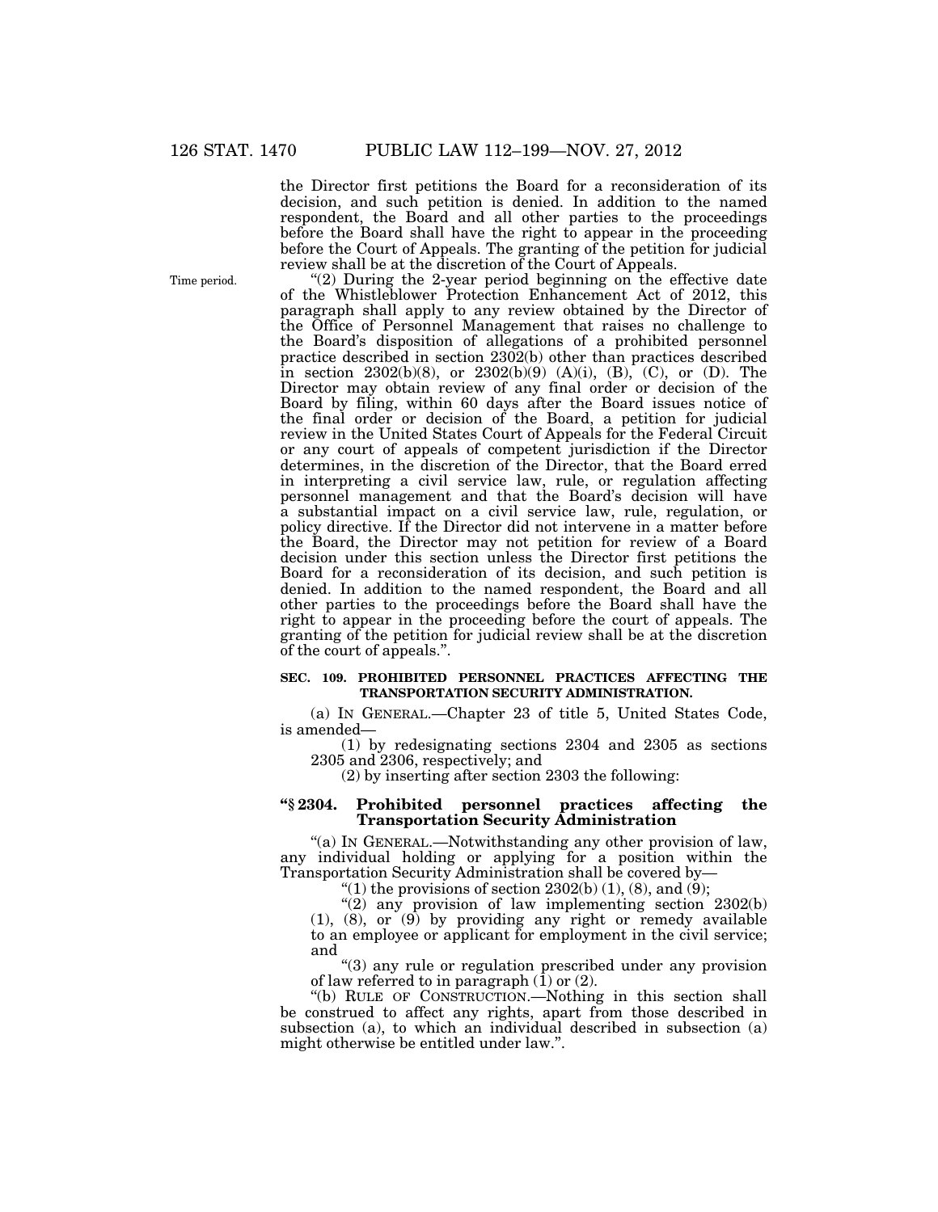the Director first petitions the Board for a reconsideration of its decision, and such petition is denied. In addition to the named respondent, the Board and all other parties to the proceedings before the Board shall have the right to appear in the proceeding before the Court of Appeals. The granting of the petition for judicial review shall be at the discretion of the Court of Appeals.

Time period.

"(2) During the 2-year period beginning on the effective date of the Whistleblower Protection Enhancement Act of 2012, this paragraph shall apply to any review obtained by the Director of the Office of Personnel Management that raises no challenge to the Board's disposition of allegations of a prohibited personnel practice described in section 2302(b) other than practices described in section 2302(b)(8), or 2302(b)(9) (A)(i), (B), (C), or (D). The Director may obtain review of any final order or decision of the Board by filing, within 60 days after the Board issues notice of the final order or decision of the Board, a petition for judicial review in the United States Court of Appeals for the Federal Circuit or any court of appeals of competent jurisdiction if the Director determines, in the discretion of the Director, that the Board erred in interpreting a civil service law, rule, or regulation affecting personnel management and that the Board's decision will have a substantial impact on a civil service law, rule, regulation, or policy directive. If the Director did not intervene in a matter before the Board, the Director may not petition for review of a Board decision under this section unless the Director first petitions the Board for a reconsideration of its decision, and such petition is denied. In addition to the named respondent, the Board and all other parties to the proceedings before the Board shall have the right to appear in the proceeding before the court of appeals. The granting of the petition for judicial review shall be at the discretion of the court of appeals.".

**SEC. 109. PROHIBITED PERSONNEL PRACTICES AFFECTING THE TRANSPORTATION SECURITY ADMINISTRATION.**

(a) IN GENERAL.—Chapter 23 of title 5, United States Code, is amended—

(1) by redesignating sections 2304 and 2305 as sections 2305 and 2306, respectively; and

(2) by inserting after section 2303 the following:

**"§ 2304. Prohibited personnel practices affecting the Transportation Security Administration**

"(a) IN GENERAL.—Notwithstanding any other provision of law, any individual holding or applying for a position within the Transportation Security Administration shall be covered by—

"(1) the provisions of section 2302(b) (1), (8), and (9);

"(2) any provision of law implementing section 2302(b) (1), (8), or (9) by providing any right or remedy available to an employee or applicant for employment in the civil service; and

"(3) any rule or regulation prescribed under any provision of law referred to in paragraph (1) or (2).

"(b) RULE OF CONSTRUCTION.—Nothing in this section shall be construed to affect any rights, apart from those described in subsection (a), to which an individual described in subsection (a) might otherwise be entitled under law.".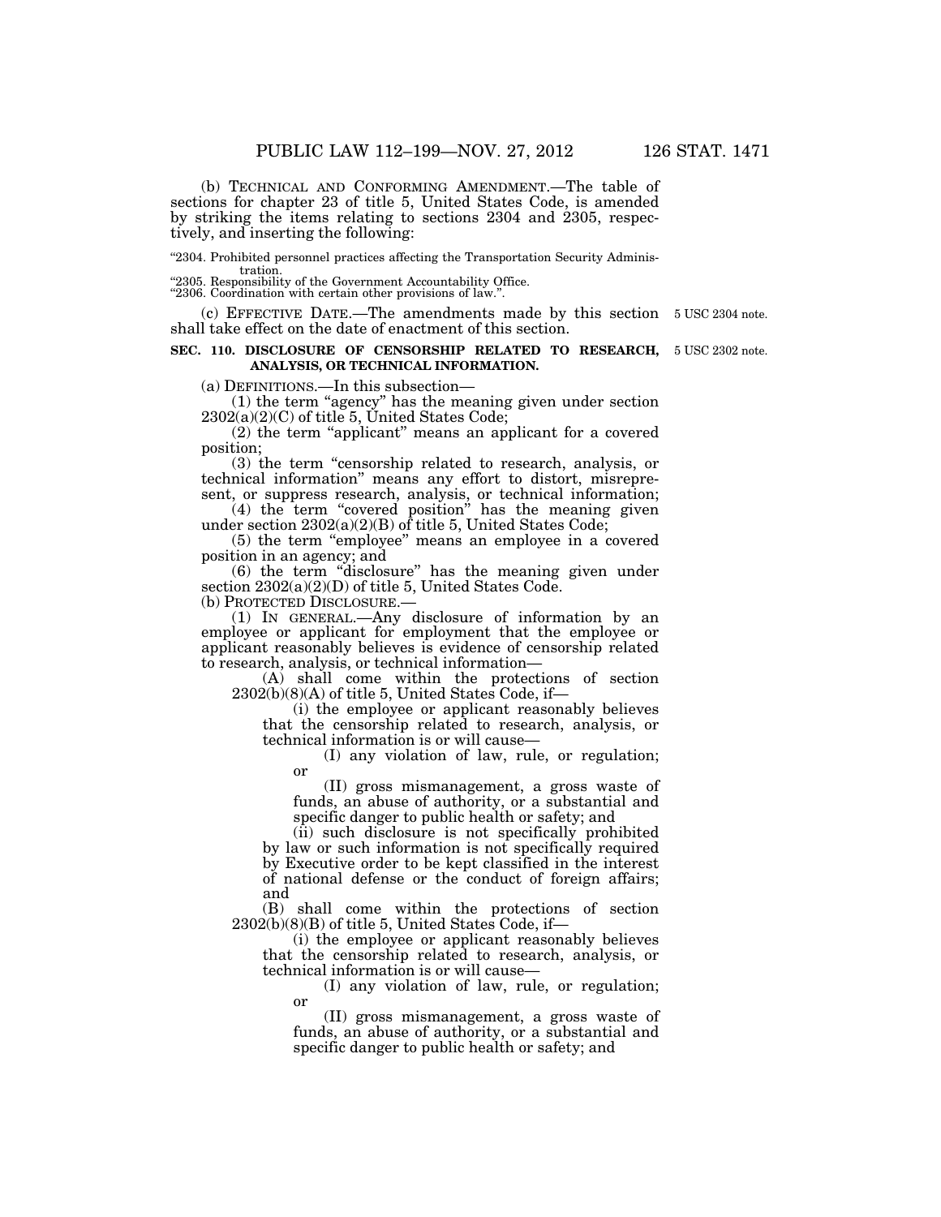(b) TECHNICAL AND CONFORMING AMENDMENT.—The table of sections for chapter 23 of title 5, United States Code, is amended by striking the items relating to sections 2304 and 2305, respectively, and inserting the following:

"2304. Prohibited personnel practices affecting the Transportation Security Administration.
"2305. Responsibility of the Government Accountability Office.
"2306. Coordination with certain other provisions of law.".

(c) EFFECTIVE DATE.—The amendments made by this section shall take effect on the date of enactment of this section.

5 USC 2304 note.

**SEC. 110. DISCLOSURE OF CENSORSHIP RELATED TO RESEARCH, ANALYSIS, OR TECHNICAL INFORMATION.**

5 USC 2302 note.

(a) DEFINITIONS.—In this subsection—

(1) the term "agency" has the meaning given under section 2302(a)(2)(C) of title 5, United States Code;

(2) the term "applicant" means an applicant for a covered position;

(3) the term "censorship related to research, analysis, or technical information" means any effort to distort, misrepresent, or suppress research, analysis, or technical information;

(4) the term "covered position" has the meaning given under section 2302(a)(2)(B) of title 5, United States Code;

(5) the term "employee" means an employee in a covered position in an agency; and

(6) the term "disclosure" has the meaning given under section 2302(a)(2)(D) of title 5, United States Code.

(b) PROTECTED DISCLOSURE.—

(1) IN GENERAL.—Any disclosure of information by an employee or applicant for employment that the employee or applicant reasonably believes is evidence of censorship related to research, analysis, or technical information—

(A) shall come within the protections of section 2302(b)(8)(A) of title 5, United States Code, if—

(i) the employee or applicant reasonably believes that the censorship related to research, analysis, or technical information is or will cause—

(I) any violation of law, rule, or regulation; or

(II) gross mismanagement, a gross waste of funds, an abuse of authority, or a substantial and specific danger to public health or safety; and

(ii) such disclosure is not specifically prohibited by law or such information is not specifically required by Executive order to be kept classified in the interest of national defense or the conduct of foreign affairs; and

(B) shall come within the protections of section 2302(b)(8)(B) of title 5, United States Code, if—

(i) the employee or applicant reasonably believes that the censorship related to research, analysis, or technical information is or will cause—

(I) any violation of law, rule, or regulation; or

(II) gross mismanagement, a gross waste of funds, an abuse of authority, or a substantial and specific danger to public health or safety; and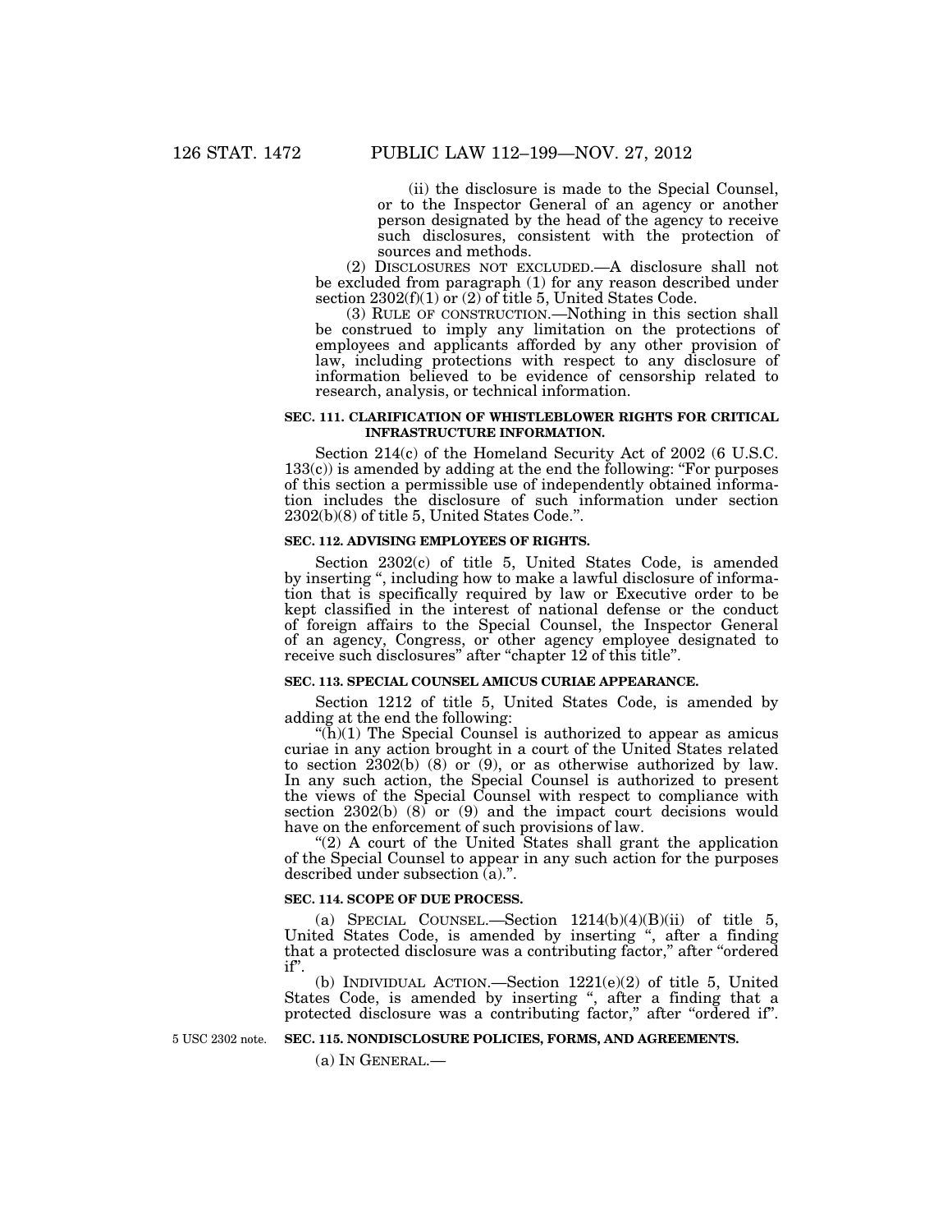(ii) the disclosure is made to the Special Counsel, or to the Inspector General of an agency or another person designated by the head of the agency to receive such disclosures, consistent with the protection of sources and methods.

(2) DISCLOSURES NOT EXCLUDED.—A disclosure shall not be excluded from paragraph (1) for any reason described under section 2302(f)(1) or (2) of title 5, United States Code.

(3) RULE OF CONSTRUCTION.—Nothing in this section shall be construed to imply any limitation on the protections of employees and applicants afforded by any other provision of law, including protections with respect to any disclosure of information believed to be evidence of censorship related to research, analysis, or technical information.

**SEC. 111. CLARIFICATION OF WHISTLEBLOWER RIGHTS FOR CRITICAL INFRASTRUCTURE INFORMATION.**

Section 214(c) of the Homeland Security Act of 2002 (6 U.S.C. 133(c)) is amended by adding at the end the following: "For purposes of this section a permissible use of independently obtained information includes the disclosure of such information under section 2302(b)(8) of title 5, United States Code.".

**SEC. 112. ADVISING EMPLOYEES OF RIGHTS.**

Section 2302(c) of title 5, United States Code, is amended by inserting ", including how to make a lawful disclosure of information that is specifically required by law or Executive order to be kept classified in the interest of national defense or the conduct of foreign affairs to the Special Counsel, the Inspector General of an agency, Congress, or other agency employee designated to receive such disclosures" after "chapter 12 of this title".

**SEC. 113. SPECIAL COUNSEL AMICUS CURIAE APPEARANCE.**

Section 1212 of title 5, United States Code, is amended by adding at the end the following:

"(h)(1) The Special Counsel is authorized to appear as amicus curiae in any action brought in a court of the United States related to section 2302(b) (8) or (9), or as otherwise authorized by law. In any such action, the Special Counsel is authorized to present the views of the Special Counsel with respect to compliance with section 2302(b) (8) or (9) and the impact court decisions would have on the enforcement of such provisions of law.

"(2) A court of the United States shall grant the application of the Special Counsel to appear in any such action for the purposes described under subsection (a).".

**SEC. 114. SCOPE OF DUE PROCESS.**

(a) SPECIAL COUNSEL.—Section 1214(b)(4)(B)(ii) of title 5, United States Code, is amended by inserting ", after a finding that a protected disclosure was a contributing factor," after "ordered if".

(b) INDIVIDUAL ACTION.—Section 1221(e)(2) of title 5, United States Code, is amended by inserting ", after a finding that a protected disclosure was a contributing factor," after "ordered if".

5 USC 2302 note.

**SEC. 115. NONDISCLOSURE POLICIES, FORMS, AND AGREEMENTS.**

(a) IN GENERAL.—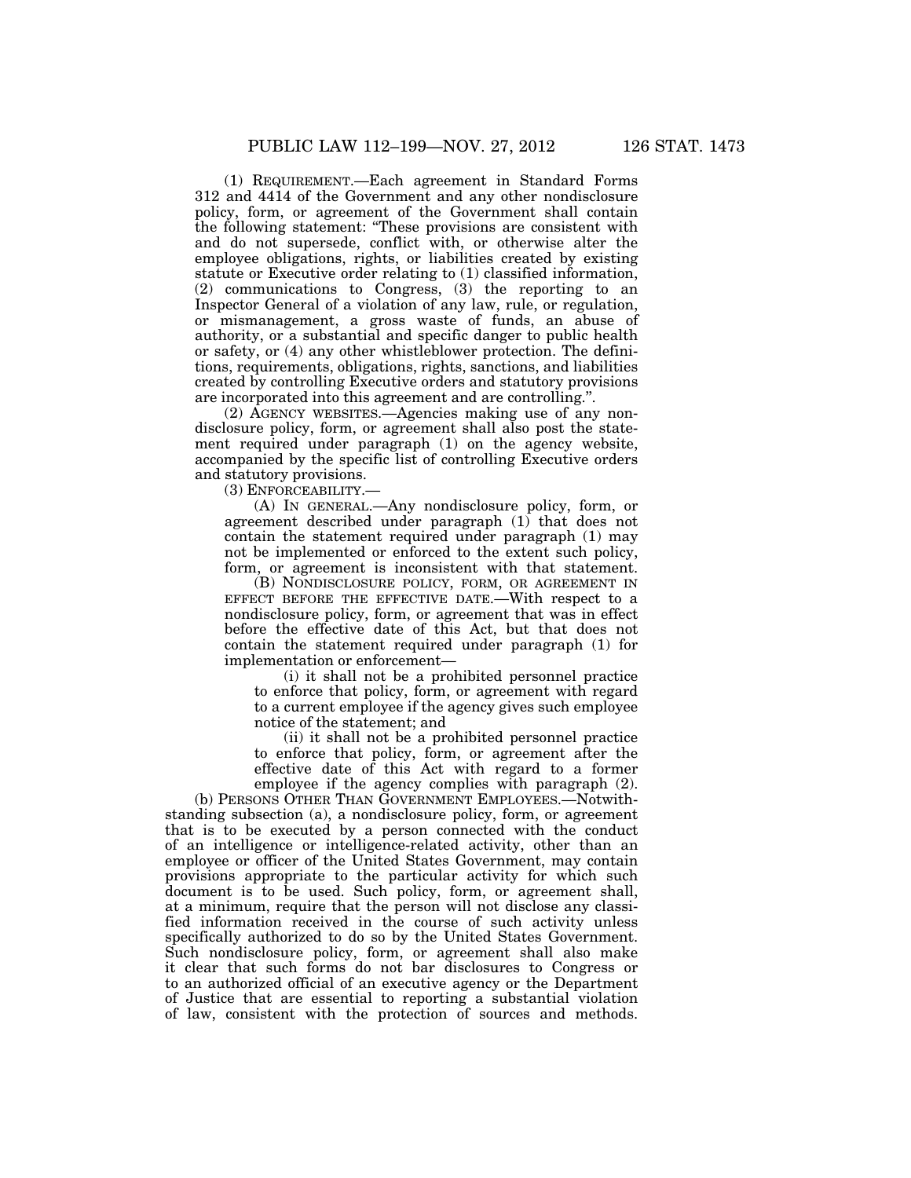(1) REQUIREMENT.—Each agreement in Standard Forms 312 and 4414 of the Government and any other nondisclosure policy, form, or agreement of the Government shall contain the following statement: "These provisions are consistent with and do not supersede, conflict with, or otherwise alter the employee obligations, rights, or liabilities created by existing statute or Executive order relating to (1) classified information, (2) communications to Congress, (3) the reporting to an Inspector General of a violation of any law, rule, or regulation, or mismanagement, a gross waste of funds, an abuse of authority, or a substantial and specific danger to public health or safety, or (4) any other whistleblower protection. The definitions, requirements, obligations, rights, sanctions, and liabilities created by controlling Executive orders and statutory provisions are incorporated into this agreement and are controlling.".

(2) AGENCY WEBSITES.—Agencies making use of any nondisclosure policy, form, or agreement shall also post the statement required under paragraph (1) on the agency website, accompanied by the specific list of controlling Executive orders and statutory provisions.

(3) ENFORCEABILITY.—

(A) IN GENERAL.—Any nondisclosure policy, form, or agreement described under paragraph (1) that does not contain the statement required under paragraph (1) may not be implemented or enforced to the extent such policy, form, or agreement is inconsistent with that statement.

(B) NONDISCLOSURE POLICY, FORM, OR AGREEMENT IN EFFECT BEFORE THE EFFECTIVE DATE.—With respect to a nondisclosure policy, form, or agreement that was in effect before the effective date of this Act, but that does not contain the statement required under paragraph (1) for implementation or enforcement—

(i) it shall not be a prohibited personnel practice to enforce that policy, form, or agreement with regard to a current employee if the agency gives such employee notice of the statement; and

(ii) it shall not be a prohibited personnel practice to enforce that policy, form, or agreement after the effective date of this Act with regard to a former employee if the agency complies with paragraph (2).

(b) PERSONS OTHER THAN GOVERNMENT EMPLOYEES.—Notwithstanding subsection (a), a nondisclosure policy, form, or agreement that is to be executed by a person connected with the conduct of an intelligence or intelligence-related activity, other than an employee or officer of the United States Government, may contain provisions appropriate to the particular activity for which such document is to be used. Such policy, form, or agreement shall, at a minimum, require that the person will not disclose any classified information received in the course of such activity unless specifically authorized to do so by the United States Government. Such nondisclosure policy, form, or agreement shall also make it clear that such forms do not bar disclosures to Congress or to an authorized official of an executive agency or the Department of Justice that are essential to reporting a substantial violation of law, consistent with the protection of sources and methods.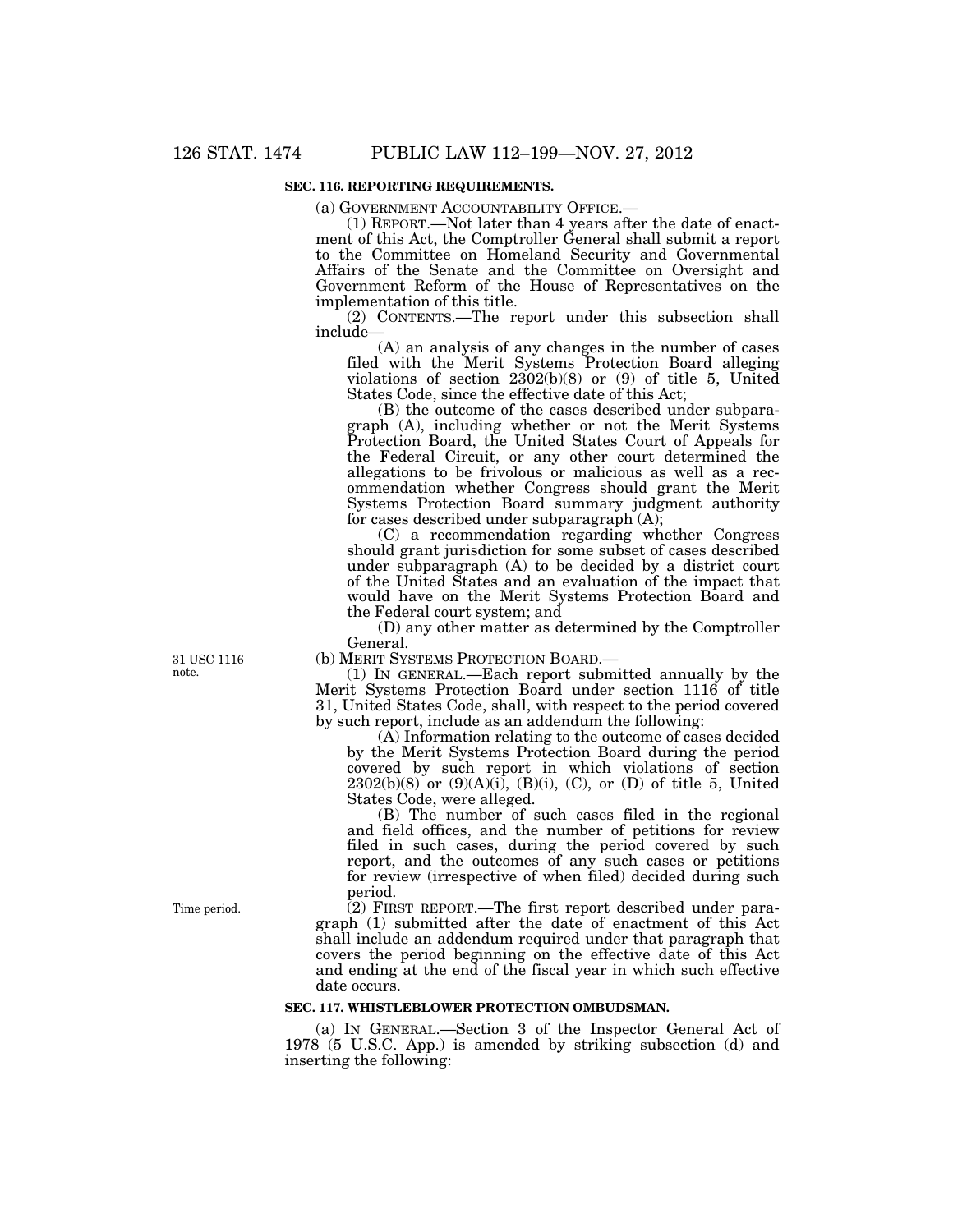**SEC. 116. REPORTING REQUIREMENTS.**

(a) GOVERNMENT ACCOUNTABILITY OFFICE.—

(1) REPORT.—Not later than 4 years after the date of enactment of this Act, the Comptroller General shall submit a report to the Committee on Homeland Security and Governmental Affairs of the Senate and the Committee on Oversight and Government Reform of the House of Representatives on the implementation of this title.

(2) CONTENTS.—The report under this subsection shall include—

(A) an analysis of any changes in the number of cases filed with the Merit Systems Protection Board alleging violations of section 2302(b)(8) or (9) of title 5, United States Code, since the effective date of this Act;

(B) the outcome of the cases described under subparagraph (A), including whether or not the Merit Systems Protection Board, the United States Court of Appeals for the Federal Circuit, or any other court determined the allegations to be frivolous or malicious as well as a recommendation whether Congress should grant the Merit Systems Protection Board summary judgment authority for cases described under subparagraph (A);

(C) a recommendation regarding whether Congress should grant jurisdiction for some subset of cases described under subparagraph (A) to be decided by a district court of the United States and an evaluation of the impact that would have on the Merit Systems Protection Board and the Federal court system; and

(D) any other matter as determined by the Comptroller General.

31 USC 1116 note.

(b) MERIT SYSTEMS PROTECTION BOARD.—

(1) IN GENERAL.—Each report submitted annually by the Merit Systems Protection Board under section 1116 of title 31, United States Code, shall, with respect to the period covered by such report, include as an addendum the following:

(A) Information relating to the outcome of cases decided by the Merit Systems Protection Board during the period covered by such report in which violations of section 2302(b)(8) or (9)(A)(i), (B)(i), (C), or (D) of title 5, United States Code, were alleged.

(B) The number of such cases filed in the regional and field offices, and the number of petitions for review filed in such cases, during the period covered by such report, and the outcomes of any such cases or petitions for review (irrespective of when filed) decided during such period.

Time period.

(2) FIRST REPORT.—The first report described under paragraph (1) submitted after the date of enactment of this Act shall include an addendum required under that paragraph that covers the period beginning on the effective date of this Act and ending at the end of the fiscal year in which such effective date occurs.

**SEC. 117. WHISTLEBLOWER PROTECTION OMBUDSMAN.**

(a) IN GENERAL.—Section 3 of the Inspector General Act of 1978 (5 U.S.C. App.) is amended by striking subsection (d) and inserting the following: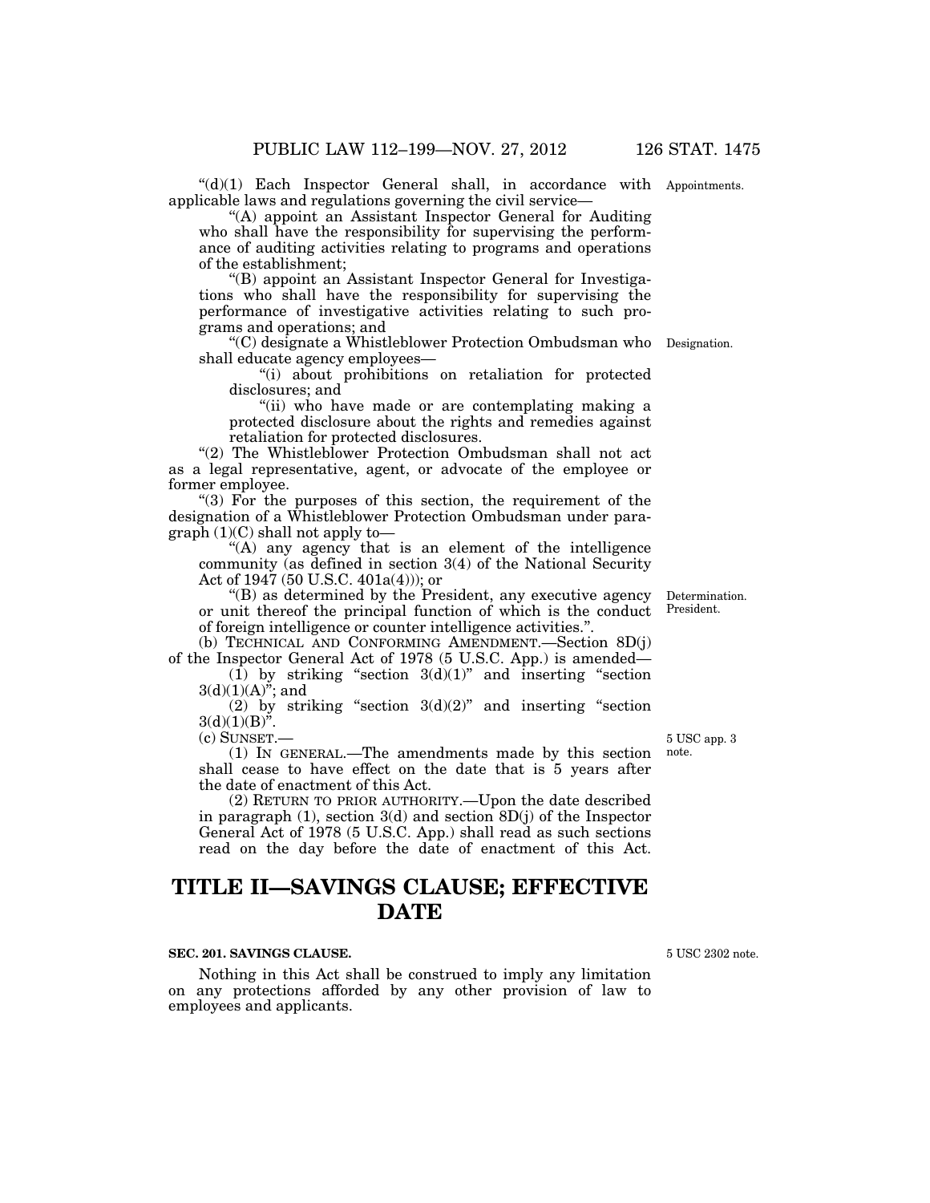"(d)(1) Each Inspector General shall, in accordance with applicable laws and regulations governing the civil service—

"(A) appoint an Assistant Inspector General for Auditing who shall have the responsibility for supervising the performance of auditing activities relating to programs and operations of the establishment;

"(B) appoint an Assistant Inspector General for Investigations who shall have the responsibility for supervising the performance of investigative activities relating to such programs and operations; and

"(C) designate a Whistleblower Protection Ombudsman who shall educate agency employees—

"(i) about prohibitions on retaliation for protected disclosures; and

"(ii) who have made or are contemplating making a protected disclosure about the rights and remedies against retaliation for protected disclosures.

"(2) The Whistleblower Protection Ombudsman shall not act as a legal representative, agent, or advocate of the employee or former employee.

"(3) For the purposes of this section, the requirement of the designation of a Whistleblower Protection Ombudsman under paragraph (1)(C) shall not apply to—

"(A) any agency that is an element of the intelligence community (as defined in section 3(4) of the National Security Act of 1947 (50 U.S.C. 401a(4))); or

"(B) as determined by the President, any executive agency or unit thereof the principal function of which is the conduct of foreign intelligence or counter intelligence activities.".

(b) TECHNICAL AND CONFORMING AMENDMENT.—Section 8D(j) of the Inspector General Act of 1978 (5 U.S.C. App.) is amended—

(1) by striking "section 3(d)(1)" and inserting "section 3(d)(1)(A)"; and

(2) by striking "section 3(d)(2)" and inserting "section 3(d)(1)(B)".

(c) SUNSET.—

(1) IN GENERAL.—The amendments made by this section shall cease to have effect on the date that is 5 years after the date of enactment of this Act.

(2) RETURN TO PRIOR AUTHORITY.—Upon the date described in paragraph (1), section 3(d) and section 8D(j) of the Inspector General Act of 1978 (5 U.S.C. App.) shall read as such sections read on the day before the date of enactment of this Act.

# TITLE II—SAVINGS CLAUSE; EFFECTIVE DATE

### SEC. 201. SAVINGS CLAUSE.

Nothing in this Act shall be construed to imply any limitation on any protections afforded by any other provision of law to employees and applicants.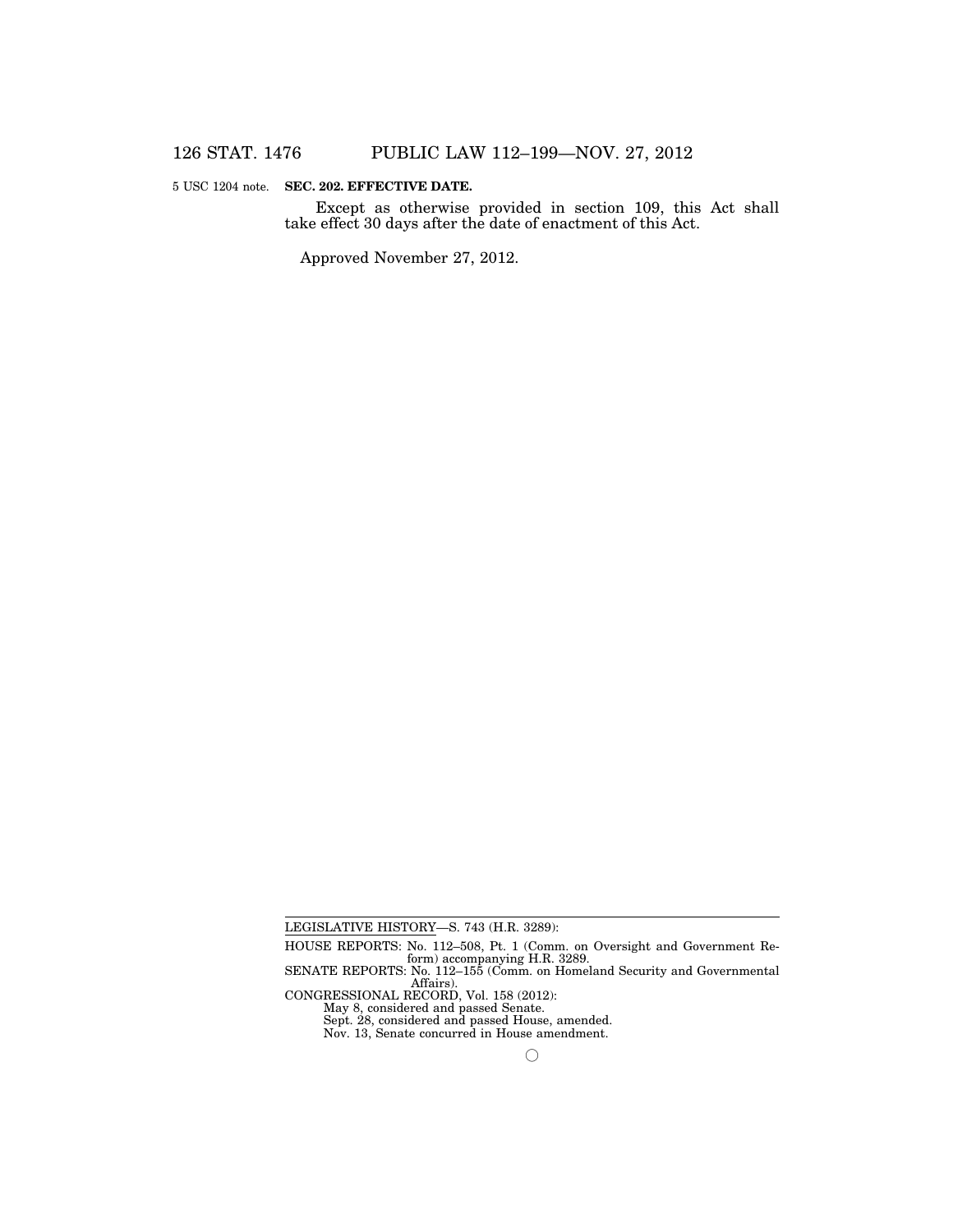5 USC 1204 note.

**SEC. 202. EFFECTIVE DATE.**

Except as otherwise provided in section 109, this Act shall take effect 30 days after the date of enactment of this Act.

Approved November 27, 2012.

---

LEGISLATIVE HISTORY—S. 743 (H.R. 3289):

HOUSE REPORTS: No. 112–508, Pt. 1 (Comm. on Oversight and Government Reform) accompanying H.R. 3289.

SENATE REPORTS: No. 112–155 (Comm. on Homeland Security and Governmental Affairs).

CONGRESSIONAL RECORD, Vol. 158 (2012):

- May 8, considered and passed Senate.
- Sept. 28, considered and passed House, amended.
- Nov. 13, Senate concurred in House amendment.

○